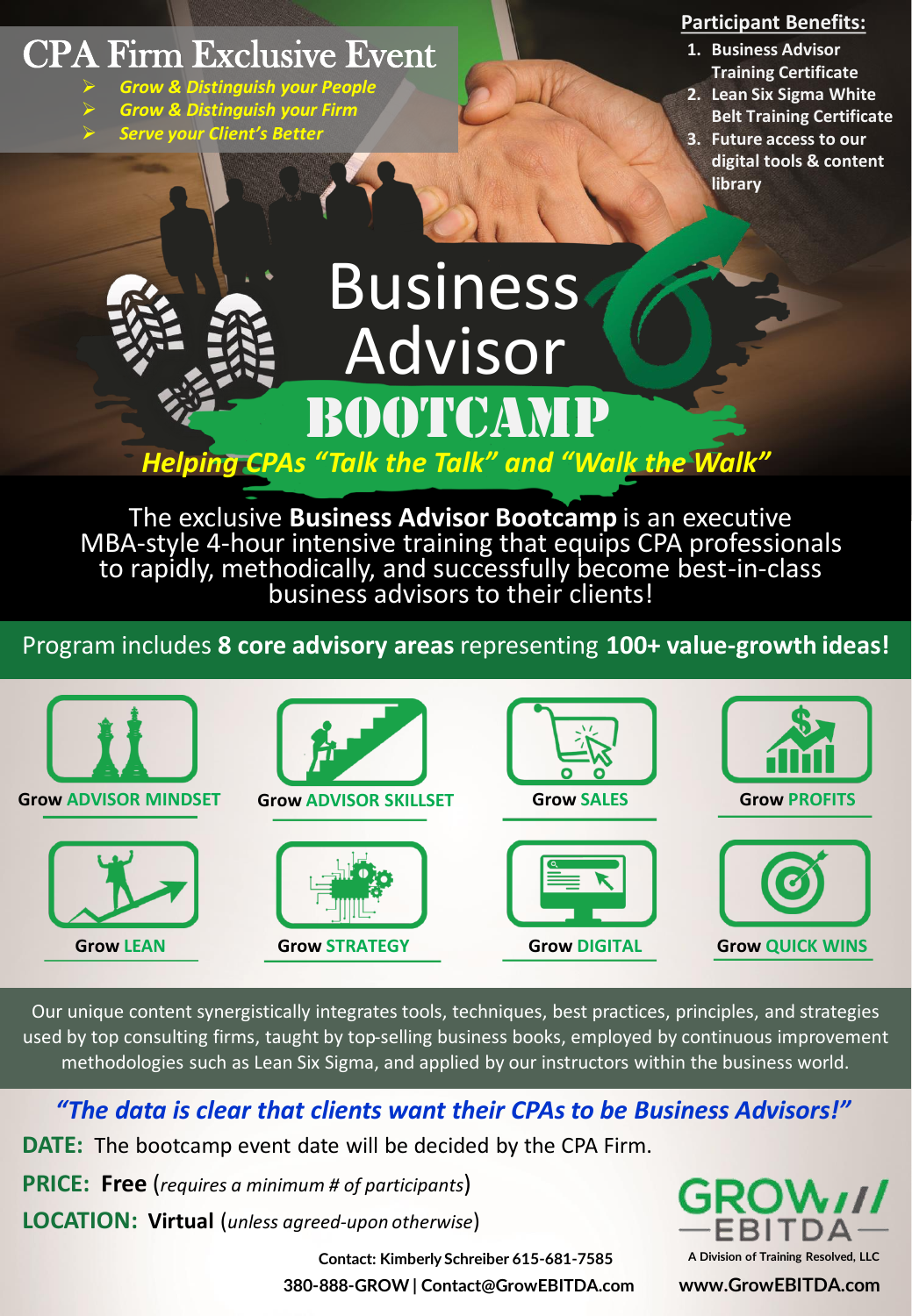# CPA Firm Exclusive Event

- *Grow & Distinguish your People*
- *Grow & Distinguish your Firm*
- *Serve your Client's Better*

**Participant Benefits:**

1. **Business Advisor Training Certificate**
2. **Lean Six Sigma White Belt Training Certificate**
3. **Future access to our digital tools & content library**

# Business Advisor BOOTCAMP

***Helping CPAs "Talk the Talk" and "Walk the Walk"***

The exclusive **Business Advisor Bootcamp** is an executive MBA-style 4-hour intensive training that equips CPA professionals to rapidly, methodically, and successfully become best-in-class business advisors to their clients!

Program includes **8 core advisory areas** representing **100+ value-growth ideas!**

| | | | |
|---|---|---|---|
| **Grow ADVISOR MINDSET** | **Grow ADVISOR SKILLSET** | **Grow SALES** | **Grow PROFITS** |
| **Grow LEAN** | **Grow STRATEGY** | **Grow DIGITAL** | **Grow QUICK WINS** |

Our unique content synergistically integrates tools, techniques, best practices, principles, and strategies used by top consulting firms, taught by top-selling business books, employed by continuous improvement methodologies such as Lean Six Sigma, and applied by our instructors within the business world.

***"The data is clear that clients want their CPAs to be Business Advisors!"***

**DATE:** The bootcamp event date will be decided by the CPA Firm.

**PRICE: Free** (*requires a minimum # of participants*)

**LOCATION: Virtual** (*unless agreed-upon otherwise*)

**Contact: Kimberly Schreiber 615-681-7585**
**380-888-GROW | Contact@GrowEBITDA.com**

GROW EBITDA
A Division of Training Resolved, LLC
**www.GrowEBITDA.com**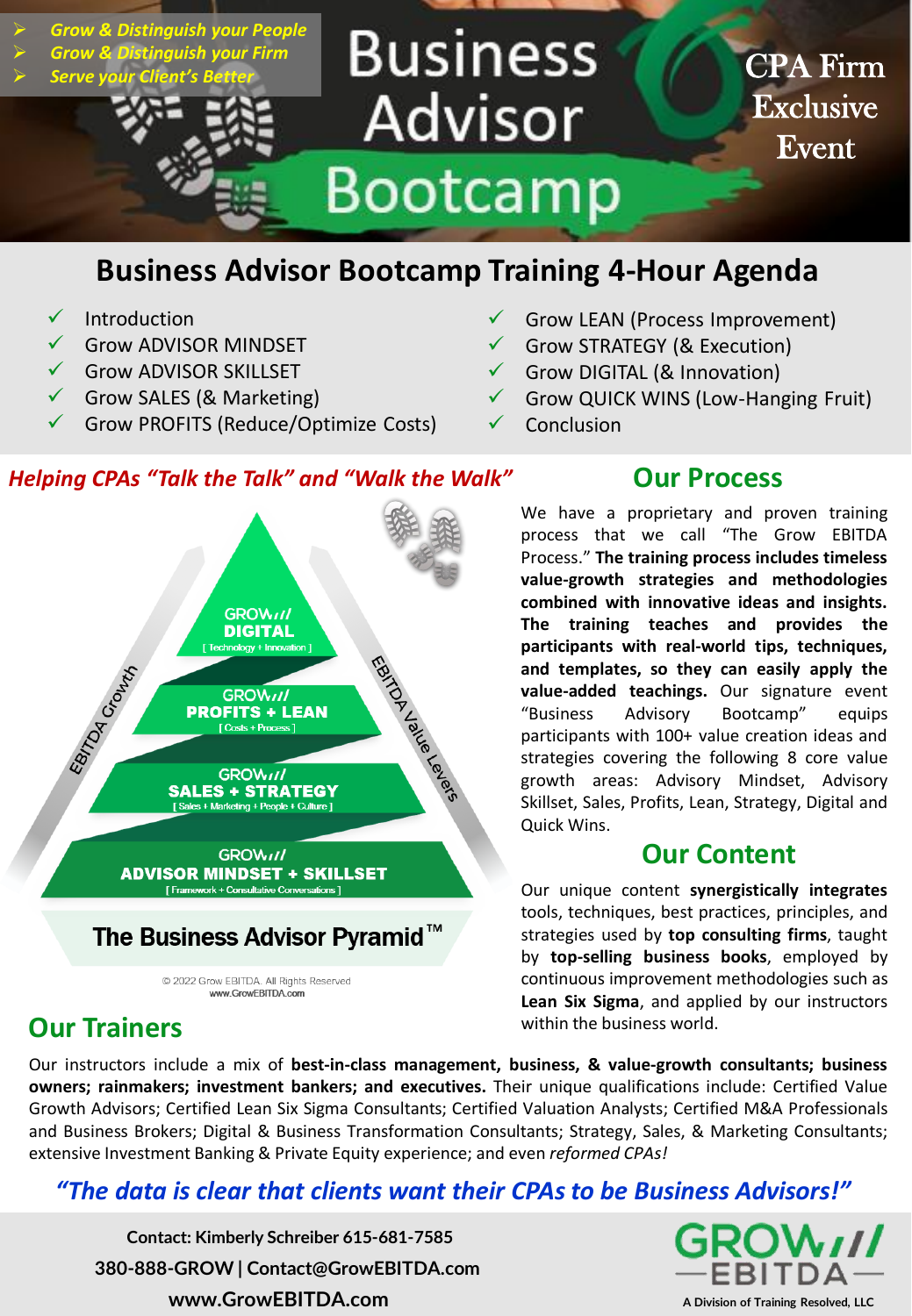- *Grow & Distinguish your People*
- *Grow & Distinguish your Firm*
- *Serve your Client's Better*

# Business Advisor Bootcamp

CPA Firm Exclusive Event

## Business Advisor Bootcamp Training 4-Hour Agenda

- ✓ Introduction
- ✓ Grow ADVISOR MINDSET
- ✓ Grow ADVISOR SKILLSET
- ✓ Grow SALES (& Marketing)
- ✓ Grow PROFITS (Reduce/Optimize Costs)
- ✓ Grow LEAN (Process Improvement)
- ✓ Grow STRATEGY (& Execution)
- ✓ Grow DIGITAL (& Innovation)
- ✓ Grow QUICK WINS (Low-Hanging Fruit)
- ✓ Conclusion

### *Helping CPAs "Talk the Talk" and "Walk the Walk"*

EBITDA Growth

EBITDA Value Levers

GROW DIGITAL
[ Technology + Innovation ]

GROW PROFITS + LEAN
[ Costs + Process ]

GROW SALES + STRATEGY
[ Sales + Marketing + People + Culture ]

GROW ADVISOR MINDSET + SKILLSET
[ Framework + Consultative Conversations ]

The Business Advisor Pyramid™

© 2022 Grow EBITDA. All Rights Reserved
www.GrowEBITDA.com

## Our Process

We have a proprietary and proven training process that we call "The Grow EBITDA Process." **The training process includes timeless value-growth strategies and methodologies combined with innovative ideas and insights. The training teaches and provides the participants with real-world tips, techniques, and templates, so they can easily apply the value-added teachings.** Our signature event "Business Advisory Bootcamp" equips participants with 100+ value creation ideas and strategies covering the following 8 core value growth areas: Advisory Mindset, Advisory Skillset, Sales, Profits, Lean, Strategy, Digital and Quick Wins.

## Our Content

Our unique content **synergistically integrates** tools, techniques, best practices, principles, and strategies used by **top consulting firms**, taught by **top-selling business books**, employed by continuous improvement methodologies such as **Lean Six Sigma**, and applied by our instructors within the business world.

## Our Trainers

Our instructors include a mix of **best-in-class management, business, & value-growth consultants; business owners; rainmakers; investment bankers; and executives.** Their unique qualifications include: Certified Value Growth Advisors; Certified Lean Six Sigma Consultants; Certified Valuation Analysts; Certified M&A Professionals and Business Brokers; Digital & Business Transformation Consultants; Strategy, Sales, & Marketing Consultants; extensive Investment Banking & Private Equity experience; and even *reformed CPAs!*

### *"The data is clear that clients want their CPAs to be Business Advisors!"*

**Contact: Kimberly Schreiber 615-681-7585**
**380-888-GROW | Contact@GrowEBITDA.com**
**www.GrowEBITDA.com**

GROW EBITDA
A Division of Training Resolved, LLC